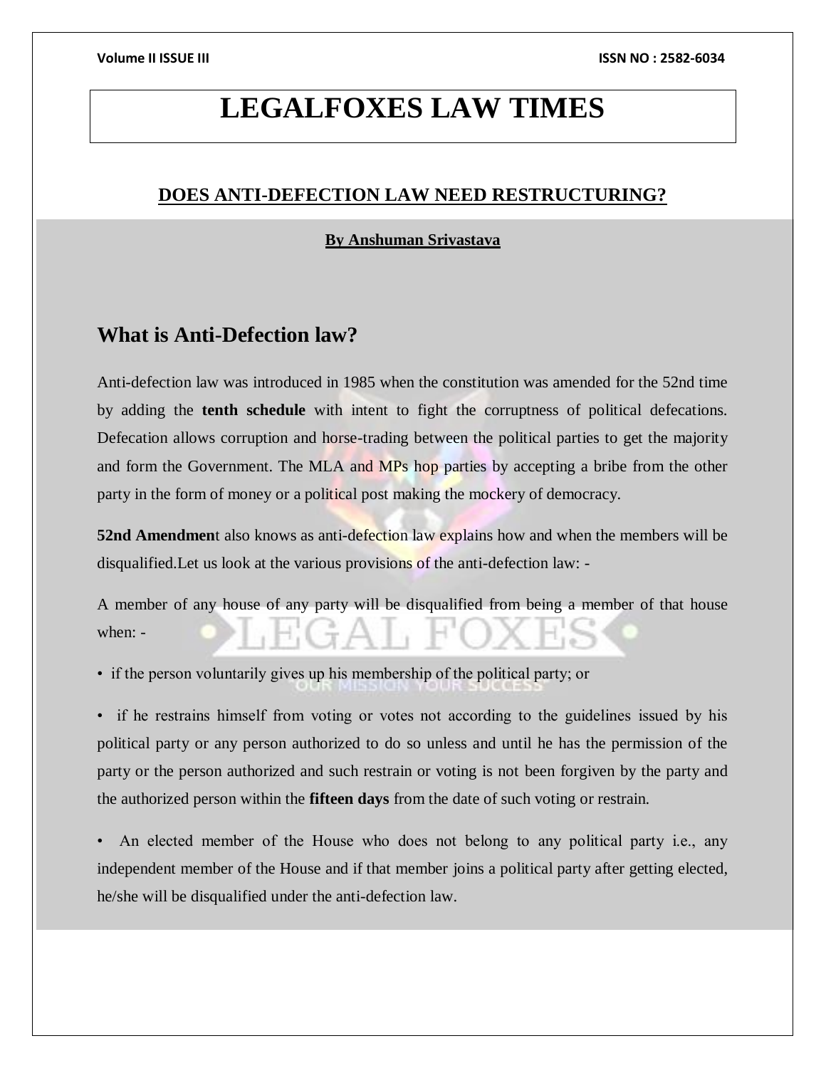# LEGALFOXES LAW TIMES

## DOES ANTI-DEFECTION LAW NEED RESTRUCTURING?

**By Anshuman Srivastava**

## What is Anti-Defection law?

Anti-defection law was introduced in 1985 when the constitution was amended for the 52nd time by adding the **tenth schedule** with intent to fight the corruptness of political defecations. Defecation allows corruption and horse-trading between the political parties to get the majority and form the Government. The MLA and MPs hop parties by accepting a bribe from the other party in the form of money or a political post making the mockery of democracy.

**52nd Amendmen**t also knows as anti-defection law explains how and when the members will be disqualified.Let us look at the various provisions of the anti-defection law: -

A member of any house of any party will be disqualified from being a member of that house when: -

- if the person voluntarily gives up his membership of the political party; or
- if he restrains himself from voting or votes not according to the guidelines issued by his political party or any person authorized to do so unless and until he has the permission of the party or the person authorized and such restrain or voting is not been forgiven by the party and the authorized person within the **fifteen days** from the date of such voting or restrain.
- An elected member of the House who does not belong to any political party i.e., any independent member of the House and if that member joins a political party after getting elected, he/she will be disqualified under the anti-defection law.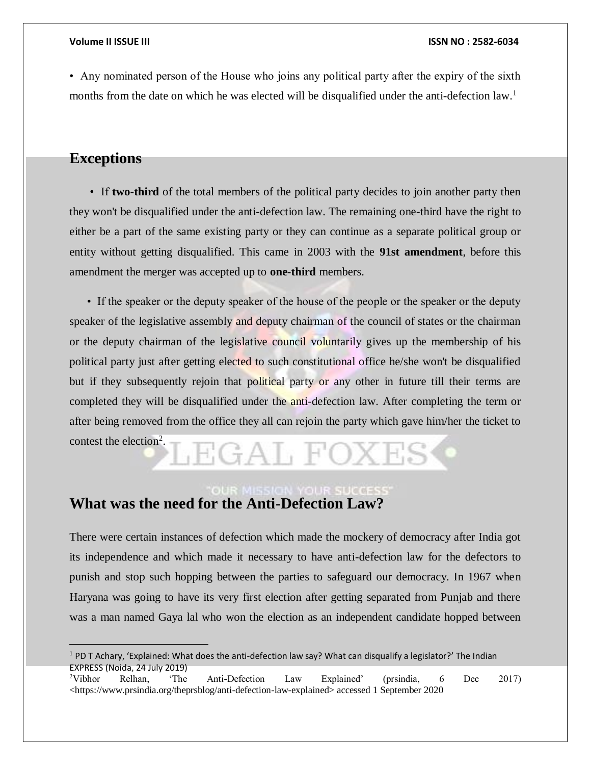• Any nominated person of the House who joins any political party after the expiry of the sixth months from the date on which he was elected will be disqualified under the anti-defection law.[1]

## Exceptions

• If **two-third** of the total members of the political party decides to join another party then they won't be disqualified under the anti-defection law. The remaining one-third have the right to either be a part of the same existing party or they can continue as a separate political group or entity without getting disqualified. This came in 2003 with the **91st amendment**, before this amendment the merger was accepted up to **one-third** members.

• If the speaker or the deputy speaker of the house of the people or the speaker or the deputy speaker of the legislative assembly and deputy chairman of the council of states or the chairman or the deputy chairman of the legislative council voluntarily gives up the membership of his political party just after getting elected to such constitutional office he/she won't be disqualified but if they subsequently rejoin that political party or any other in future till their terms are completed they will be disqualified under the anti-defection law. After completing the term or after being removed from the office they all can rejoin the party which gave him/her the ticket to contest the election[2].

## What was the need for the Anti-Defection Law?

There were certain instances of defection which made the mockery of democracy after India got its independence and which made it necessary to have anti-defection law for the defectors to punish and stop such hopping between the parties to safeguard our democracy. In 1967 when Haryana was going to have its very first election after getting separated from Punjab and there was a man named Gaya lal who won the election as an independent candidate hopped between

---

[1] PD T Achary, 'Explained: What does the anti-defection law say? What can disqualify a legislator?' The Indian EXPRESS (Noida, 24 July 2019)

[2] Vibhor Relhan, 'The Anti-Defection Law Explained' (prsindia, 6 Dec 2017) <https://www.prsindia.org/theprsblog/anti-defection-law-explained> accessed 1 September 2020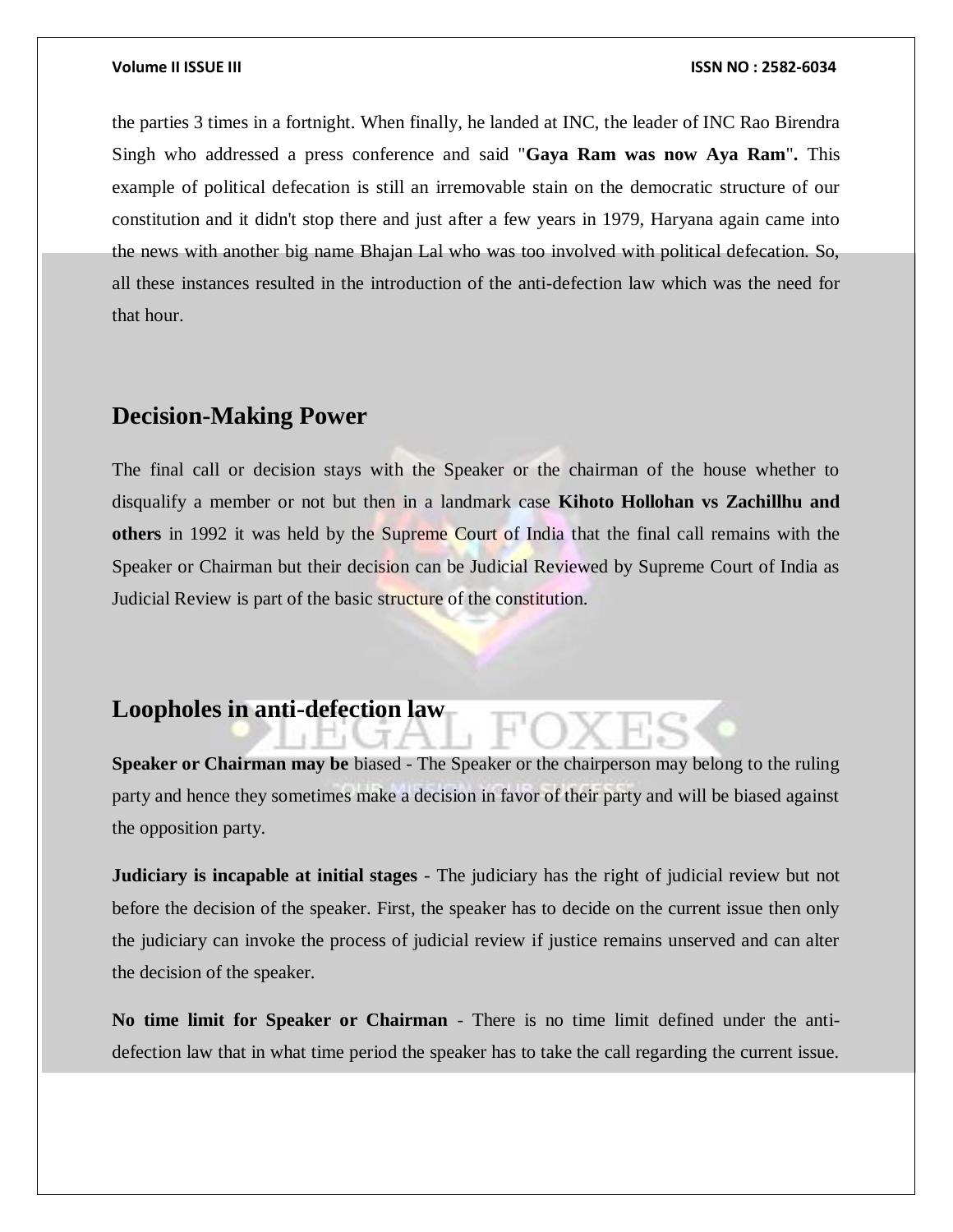the parties 3 times in a fortnight. When finally, he landed at INC, the leader of INC Rao Birendra Singh who addressed a press conference and said "**Gaya Ram was now Aya Ram**"**.** This example of political defecation is still an irremovable stain on the democratic structure of our constitution and it didn't stop there and just after a few years in 1979, Haryana again came into the news with another big name Bhajan Lal who was too involved with political defecation. So, all these instances resulted in the introduction of the anti-defection law which was the need for that hour.

## Decision-Making Power

The final call or decision stays with the Speaker or the chairman of the house whether to disqualify a member or not but then in a landmark case **Kihoto Hollohan vs Zachillhu and others** in 1992 it was held by the Supreme Court of India that the final call remains with the Speaker or Chairman but their decision can be Judicial Reviewed by Supreme Court of India as Judicial Review is part of the basic structure of the constitution.

## Loopholes in anti-defection law

**Speaker or Chairman may be** biased - The Speaker or the chairperson may belong to the ruling party and hence they sometimes make a decision in favor of their party and will be biased against the opposition party.

**Judiciary is incapable at initial stages** - The judiciary has the right of judicial review but not before the decision of the speaker. First, the speaker has to decide on the current issue then only the judiciary can invoke the process of judicial review if justice remains unserved and can alter the decision of the speaker.

**No time limit for Speaker or Chairman** - There is no time limit defined under the anti-defection law that in what time period the speaker has to take the call regarding the current issue.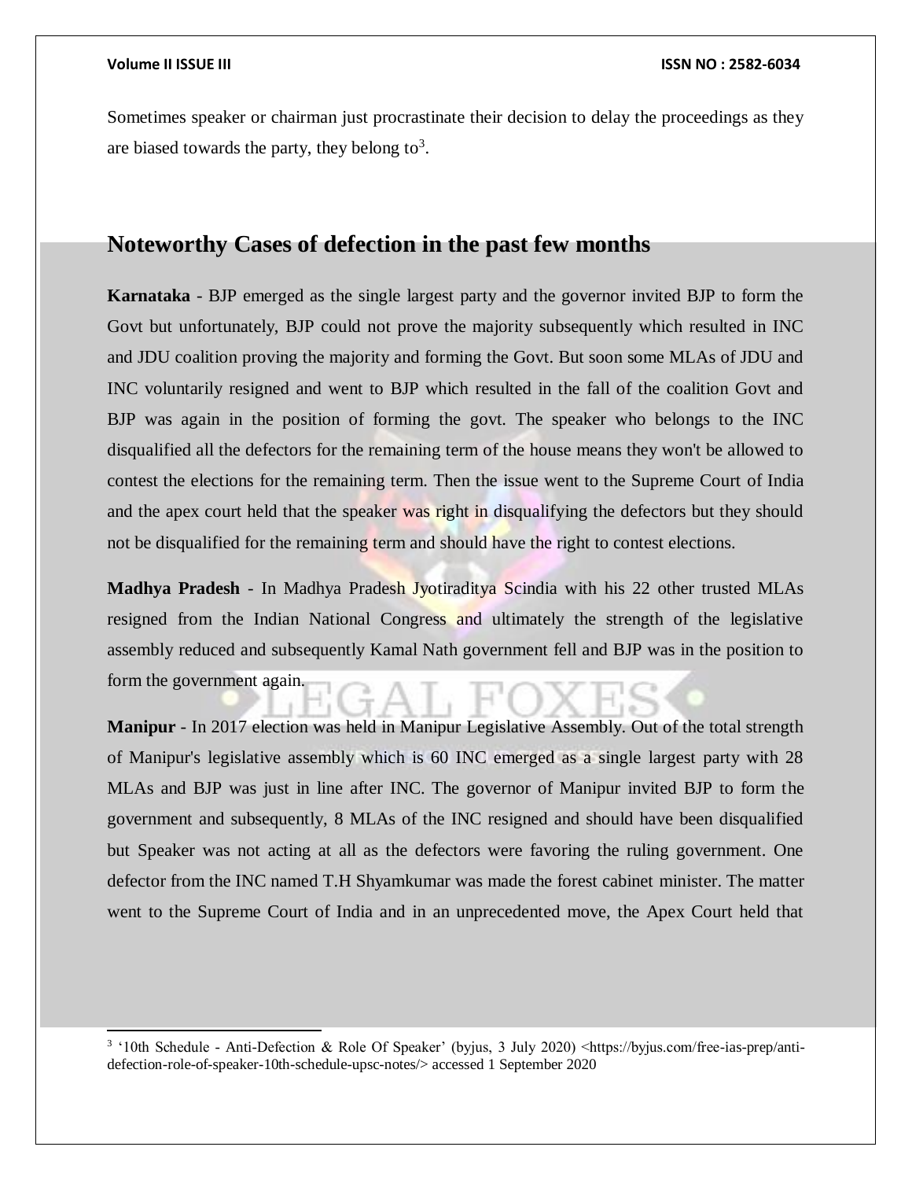Sometimes speaker or chairman just procrastinate their decision to delay the proceedings as they are biased towards the party, they belong to[3].

## Noteworthy Cases of defection in the past few months

**Karnataka** - BJP emerged as the single largest party and the governor invited BJP to form the Govt but unfortunately, BJP could not prove the majority subsequently which resulted in INC and JDU coalition proving the majority and forming the Govt. But soon some MLAs of JDU and INC voluntarily resigned and went to BJP which resulted in the fall of the coalition Govt and BJP was again in the position of forming the govt. The speaker who belongs to the INC disqualified all the defectors for the remaining term of the house means they won't be allowed to contest the elections for the remaining term. Then the issue went to the Supreme Court of India and the apex court held that the speaker was right in disqualifying the defectors but they should not be disqualified for the remaining term and should have the right to contest elections.

**Madhya Pradesh** - In Madhya Pradesh Jyotiraditya Scindia with his 22 other trusted MLAs resigned from the Indian National Congress and ultimately the strength of the legislative assembly reduced and subsequently Kamal Nath government fell and BJP was in the position to form the government again.

**Manipur** - In 2017 election was held in Manipur Legislative Assembly. Out of the total strength of Manipur's legislative assembly which is 60 INC emerged as a single largest party with 28 MLAs and BJP was just in line after INC. The governor of Manipur invited BJP to form the government and subsequently, 8 MLAs of the INC resigned and should have been disqualified but Speaker was not acting at all as the defectors were favoring the ruling government. One defector from the INC named T.H Shyamkumar was made the forest cabinet minister. The matter went to the Supreme Court of India and in an unprecedented move, the Apex Court held that

---

[3] '10th Schedule - Anti-Defection & Role Of Speaker' (byjus, 3 July 2020) <https://byjus.com/free-ias-prep/anti-defection-role-of-speaker-10th-schedule-upsc-notes/> accessed 1 September 2020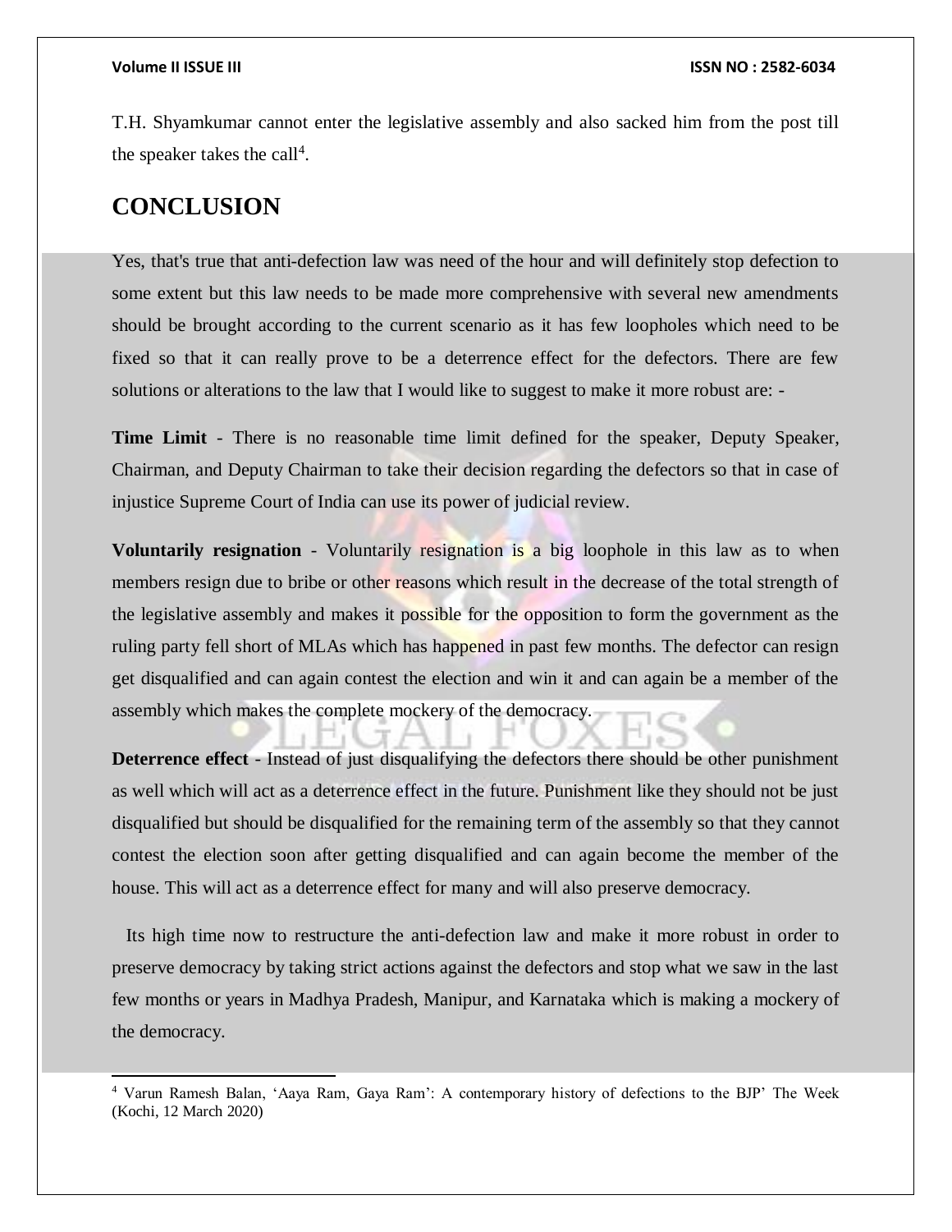T.H. Shyamkumar cannot enter the legislative assembly and also sacked him from the post till the speaker takes the call[4].

# CONCLUSION

Yes, that's true that anti-defection law was need of the hour and will definitely stop defection to some extent but this law needs to be made more comprehensive with several new amendments should be brought according to the current scenario as it has few loopholes which need to be fixed so that it can really prove to be a deterrence effect for the defectors. There are few solutions or alterations to the law that I would like to suggest to make it more robust are: -

**Time Limit** - There is no reasonable time limit defined for the speaker, Deputy Speaker, Chairman, and Deputy Chairman to take their decision regarding the defectors so that in case of injustice Supreme Court of India can use its power of judicial review.

**Voluntarily resignation** - Voluntarily resignation is a big loophole in this law as to when members resign due to bribe or other reasons which result in the decrease of the total strength of the legislative assembly and makes it possible for the opposition to form the government as the ruling party fell short of MLAs which has happened in past few months. The defector can resign get disqualified and can again contest the election and win it and can again be a member of the assembly which makes the complete mockery of the democracy.

**Deterrence effect** - Instead of just disqualifying the defectors there should be other punishment as well which will act as a deterrence effect in the future. Punishment like they should not be just disqualified but should be disqualified for the remaining term of the assembly so that they cannot contest the election soon after getting disqualified and can again become the member of the house. This will act as a deterrence effect for many and will also preserve democracy.

Its high time now to restructure the anti-defection law and make it more robust in order to preserve democracy by taking strict actions against the defectors and stop what we saw in the last few months or years in Madhya Pradesh, Manipur, and Karnataka which is making a mockery of the democracy.

---

[4] Varun Ramesh Balan, 'Aaya Ram, Gaya Ram': A contemporary history of defections to the BJP' The Week (Kochi, 12 March 2020)